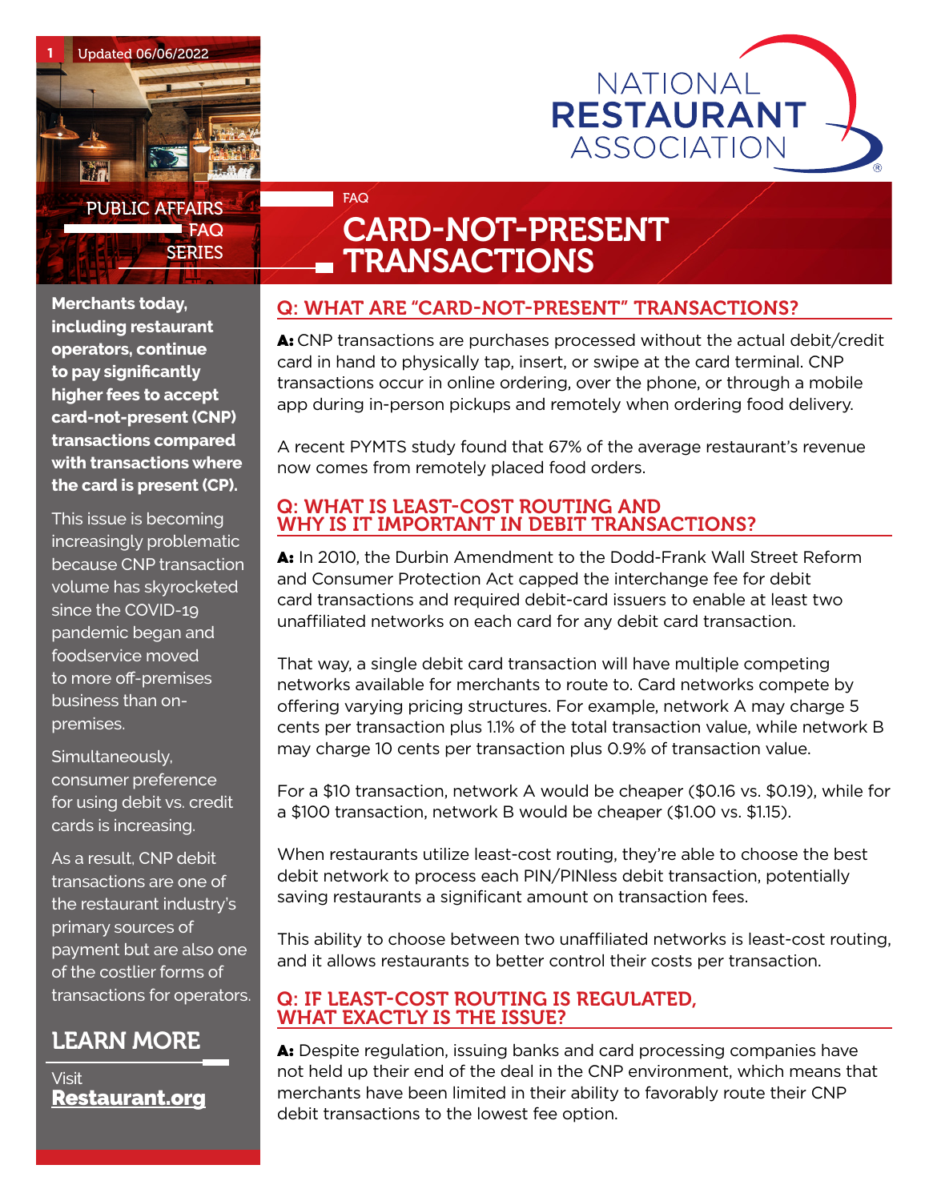Updated 06/06/2022

NATIONAL RESTAURANT ASSOCIATION

PUBLIC AFFAIRS FAQ SERIES

FAQ

# CARD-NOT-PRESENT TRANSACTIONS

**Merchants today, including restaurant operators, continue to pay significantly higher fees to accept card-not-present (CNP) transactions compared with transactions where the card is present (CP).**

This issue is becoming increasingly problematic because CNP transaction volume has skyrocketed since the COVID-19 pandemic began and foodservice moved to more off-premises business than on-premises.

Simultaneously, consumer preference for using debit vs. credit cards is increasing.

As a result, CNP debit transactions are one of the restaurant industry's primary sources of payment but are also one of the costlier forms of transactions for operators.

## LEARN MORE

Visit **Restaurant.org**

## Q: WHAT ARE "CARD-NOT-PRESENT" TRANSACTIONS?

**A:** CNP transactions are purchases processed without the actual debit/credit card in hand to physically tap, insert, or swipe at the card terminal. CNP transactions occur in online ordering, over the phone, or through a mobile app during in-person pickups and remotely when ordering food delivery.

A recent PYMTS study found that 67% of the average restaurant's revenue now comes from remotely placed food orders.

## Q: WHAT IS LEAST-COST ROUTING AND WHY IS IT IMPORTANT IN DEBIT TRANSACTIONS?

**A:** In 2010, the Durbin Amendment to the Dodd-Frank Wall Street Reform and Consumer Protection Act capped the interchange fee for debit card transactions and required debit-card issuers to enable at least two unaffiliated networks on each card for any debit card transaction.

That way, a single debit card transaction will have multiple competing networks available for merchants to route to. Card networks compete by offering varying pricing structures. For example, network A may charge 5 cents per transaction plus 1.1% of the total transaction value, while network B may charge 10 cents per transaction plus 0.9% of transaction value.

For a $10 transaction, network A would be cheaper ($0.16 vs. $0.19), while for a $100 transaction, network B would be cheaper ($1.00 vs. $1.15).

When restaurants utilize least-cost routing, they're able to choose the best debit network to process each PIN/PINless debit transaction, potentially saving restaurants a significant amount on transaction fees.

This ability to choose between two unaffiliated networks is least-cost routing, and it allows restaurants to better control their costs per transaction.

## Q: IF LEAST-COST ROUTING IS REGULATED, WHAT EXACTLY IS THE ISSUE?

**A:** Despite regulation, issuing banks and card processing companies have not held up their end of the deal in the CNP environment, which means that merchants have been limited in their ability to favorably route their CNP debit transactions to the lowest fee option.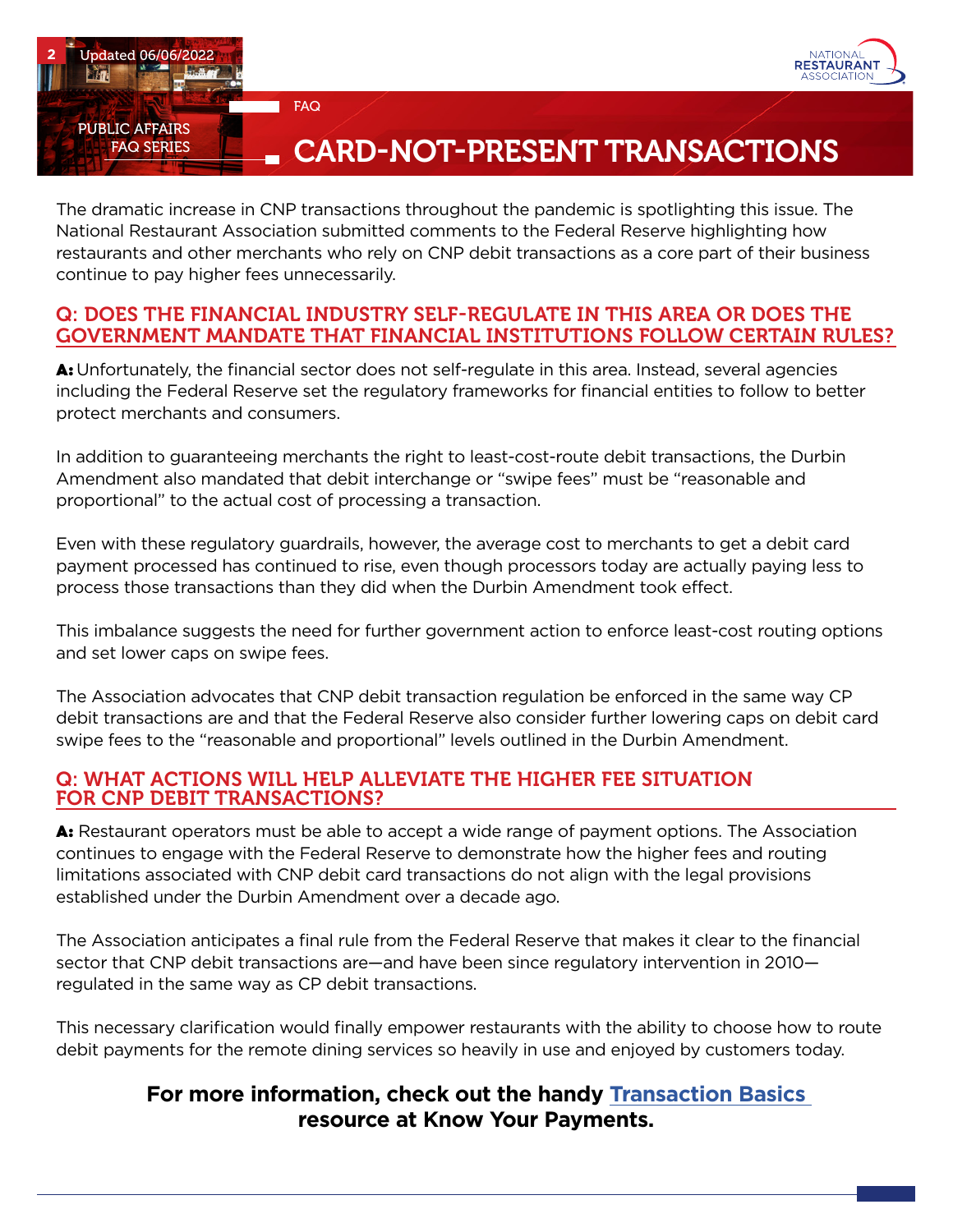# CARD-NOT-PRESENT TRANSACTIONS

The dramatic increase in CNP transactions throughout the pandemic is spotlighting this issue. The National Restaurant Association submitted comments to the Federal Reserve highlighting how restaurants and other merchants who rely on CNP debit transactions as a core part of their business continue to pay higher fees unnecessarily.

## Q: DOES THE FINANCIAL INDUSTRY SELF-REGULATE IN THIS AREA OR DOES THE GOVERNMENT MANDATE THAT FINANCIAL INSTITUTIONS FOLLOW CERTAIN RULES?

**A:** Unfortunately, the financial sector does not self-regulate in this area. Instead, several agencies including the Federal Reserve set the regulatory frameworks for financial entities to follow to better protect merchants and consumers.

In addition to guaranteeing merchants the right to least-cost-route debit transactions, the Durbin Amendment also mandated that debit interchange or "swipe fees" must be "reasonable and proportional" to the actual cost of processing a transaction.

Even with these regulatory guardrails, however, the average cost to merchants to get a debit card payment processed has continued to rise, even though processors today are actually paying less to process those transactions than they did when the Durbin Amendment took effect.

This imbalance suggests the need for further government action to enforce least-cost routing options and set lower caps on swipe fees.

The Association advocates that CNP debit transaction regulation be enforced in the same way CP debit transactions are and that the Federal Reserve also consider further lowering caps on debit card swipe fees to the "reasonable and proportional" levels outlined in the Durbin Amendment.

## Q: WHAT ACTIONS WILL HELP ALLEVIATE THE HIGHER FEE SITUATION FOR CNP DEBIT TRANSACTIONS?

**A:** Restaurant operators must be able to accept a wide range of payment options. The Association continues to engage with the Federal Reserve to demonstrate how the higher fees and routing limitations associated with CNP debit card transactions do not align with the legal provisions established under the Durbin Amendment over a decade ago.

The Association anticipates a final rule from the Federal Reserve that makes it clear to the financial sector that CNP debit transactions are—and have been since regulatory intervention in 2010—regulated in the same way as CP debit transactions.

This necessary clarification would finally empower restaurants with the ability to choose how to route debit payments for the remote dining services so heavily in use and enjoyed by customers today.

**For more information, check out the handy Transaction Basics resource at Know Your Payments.**